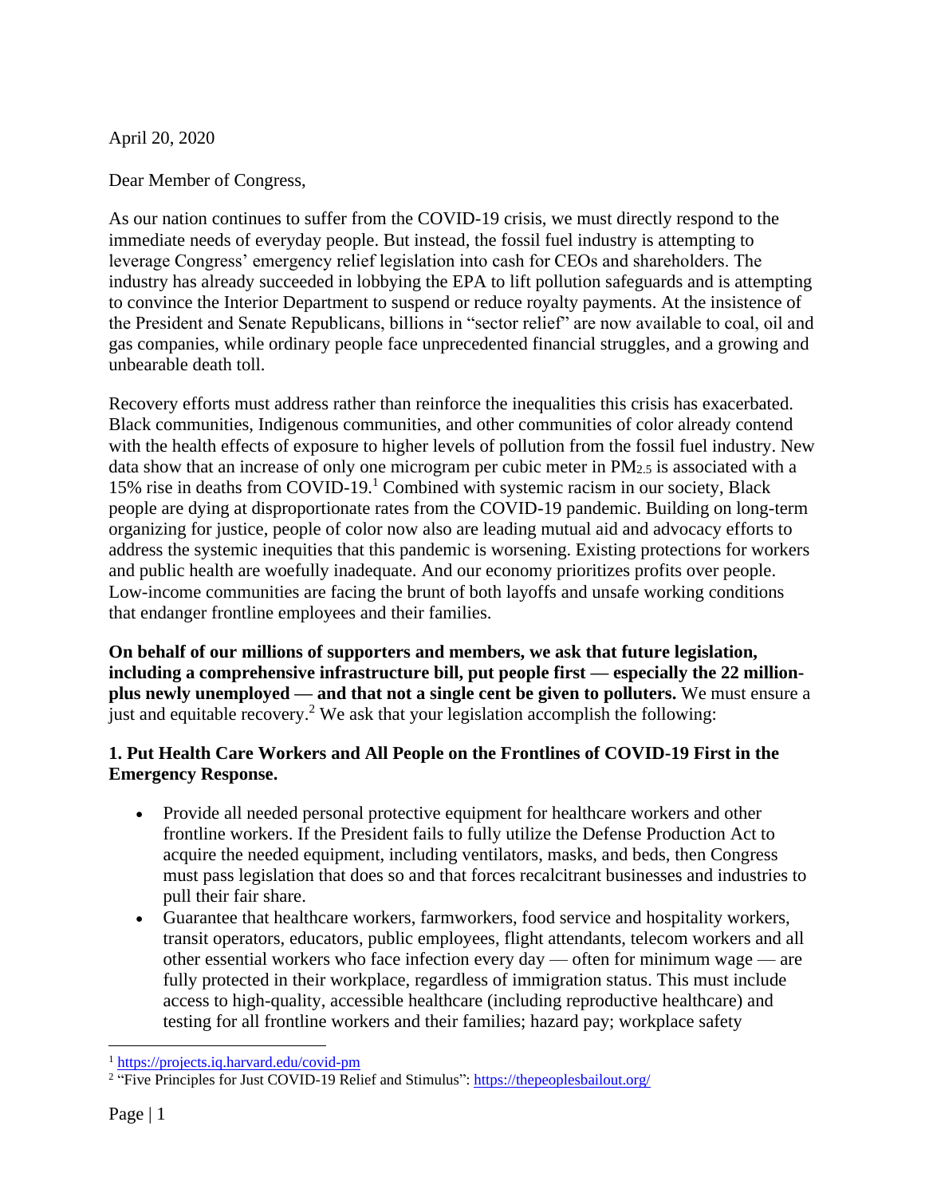April 20, 2020

Dear Member of Congress,

As our nation continues to suffer from the COVID-19 crisis, we must directly respond to the immediate needs of everyday people. But instead, the fossil fuel industry is attempting to leverage Congress' emergency relief legislation into cash for CEOs and shareholders. The industry has already succeeded in lobbying the EPA to lift pollution safeguards and is attempting to convince the Interior Department to suspend or reduce royalty payments. At the insistence of the President and Senate Republicans, billions in "sector relief" are now available to coal, oil and gas companies, while ordinary people face unprecedented financial struggles, and a growing and unbearable death toll.

Recovery efforts must address rather than reinforce the inequalities this crisis has exacerbated. Black communities, Indigenous communities, and other communities of color already contend with the health effects of exposure to higher levels of pollution from the fossil fuel industry. New data show that an increase of only one microgram per cubic meter in $PM_{2.5}$ is associated with a 15% rise in deaths from COVID-19.[1] Combined with systemic racism in our society, Black people are dying at disproportionate rates from the COVID-19 pandemic. Building on long-term organizing for justice, people of color now also are leading mutual aid and advocacy efforts to address the systemic inequities that this pandemic is worsening. Existing protections for workers and public health are woefully inadequate. And our economy prioritizes profits over people. Low-income communities are facing the brunt of both layoffs and unsafe working conditions that endanger frontline employees and their families.

**On behalf of our millions of supporters and members, we ask that future legislation, including a comprehensive infrastructure bill, put people first — especially the 22 million-plus newly unemployed — and that not a single cent be given to polluters.** We must ensure a just and equitable recovery.[2] We ask that your legislation accomplish the following:

**1. Put Health Care Workers and All People on the Frontlines of COVID-19 First in the Emergency Response.**

- Provide all needed personal protective equipment for healthcare workers and other frontline workers. If the President fails to fully utilize the Defense Production Act to acquire the needed equipment, including ventilators, masks, and beds, then Congress must pass legislation that does so and that forces recalcitrant businesses and industries to pull their fair share.
- Guarantee that healthcare workers, farmworkers, food service and hospitality workers, transit operators, educators, public employees, flight attendants, telecom workers and all other essential workers who face infection every day — often for minimum wage — are fully protected in their workplace, regardless of immigration status. This must include access to high-quality, accessible healthcare (including reproductive healthcare) and testing for all frontline workers and their families; hazard pay; workplace safety

[1] https://projects.iq.harvard.edu/covid-pm

[2] "Five Principles for Just COVID-19 Relief and Stimulus": https://thepeoplesbailout.org/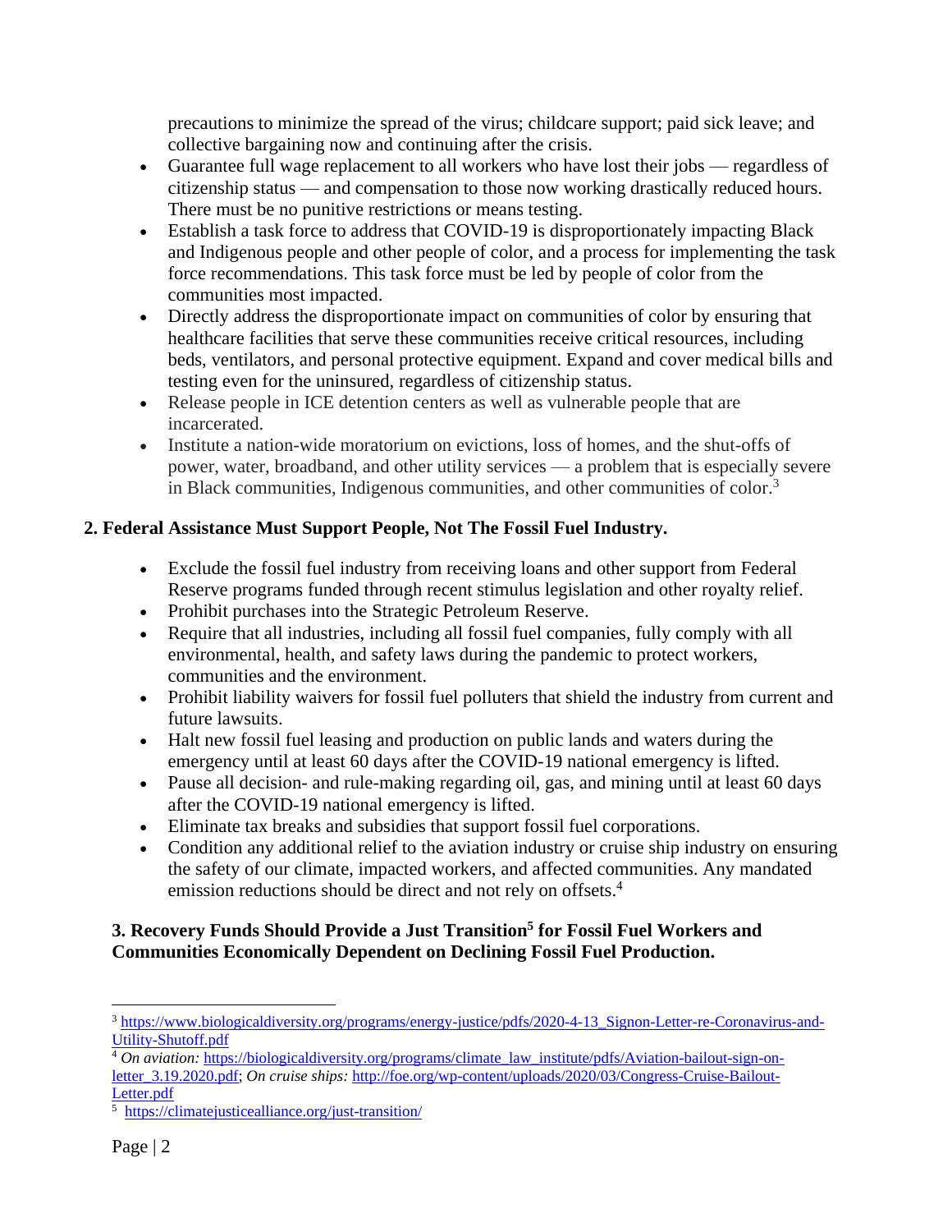precautions to minimize the spread of the virus; childcare support; paid sick leave; and collective bargaining now and continuing after the crisis.

- Guarantee full wage replacement to all workers who have lost their jobs — regardless of citizenship status — and compensation to those now working drastically reduced hours. There must be no punitive restrictions or means testing.
- Establish a task force to address that COVID-19 is disproportionately impacting Black and Indigenous people and other people of color, and a process for implementing the task force recommendations. This task force must be led by people of color from the communities most impacted.
- Directly address the disproportionate impact on communities of color by ensuring that healthcare facilities that serve these communities receive critical resources, including beds, ventilators, and personal protective equipment. Expand and cover medical bills and testing even for the uninsured, regardless of citizenship status.
- Release people in ICE detention centers as well as vulnerable people that are incarcerated.
- Institute a nation-wide moratorium on evictions, loss of homes, and the shut-offs of power, water, broadband, and other utility services — a problem that is especially severe in Black communities, Indigenous communities, and other communities of color.[3]

**2. Federal Assistance Must Support People, Not The Fossil Fuel Industry.**

- Exclude the fossil fuel industry from receiving loans and other support from Federal Reserve programs funded through recent stimulus legislation and other royalty relief.
- Prohibit purchases into the Strategic Petroleum Reserve.
- Require that all industries, including all fossil fuel companies, fully comply with all environmental, health, and safety laws during the pandemic to protect workers, communities and the environment.
- Prohibit liability waivers for fossil fuel polluters that shield the industry from current and future lawsuits.
- Halt new fossil fuel leasing and production on public lands and waters during the emergency until at least 60 days after the COVID-19 national emergency is lifted.
- Pause all decision- and rule-making regarding oil, gas, and mining until at least 60 days after the COVID-19 national emergency is lifted.
- Eliminate tax breaks and subsidies that support fossil fuel corporations.
- Condition any additional relief to the aviation industry or cruise ship industry on ensuring the safety of our climate, impacted workers, and affected communities. Any mandated emission reductions should be direct and not rely on offsets.[4]

**3. Recovery Funds Should Provide a Just Transition[5] for Fossil Fuel Workers and Communities Economically Dependent on Declining Fossil Fuel Production.**

---

[3] https://www.biologicaldiversity.org/programs/energy-justice/pdfs/2020-4-13_Signon-Letter-re-Coronavirus-and-Utility-Shutoff.pdf

[4] *On aviation:* https://biologicaldiversity.org/programs/climate_law_institute/pdfs/Aviation-bailout-sign-on-letter_3.19.2020.pdf; *On cruise ships:* http://foe.org/wp-content/uploads/2020/03/Congress-Cruise-Bailout-Letter.pdf

[5] https://climatejusticealliance.org/just-transition/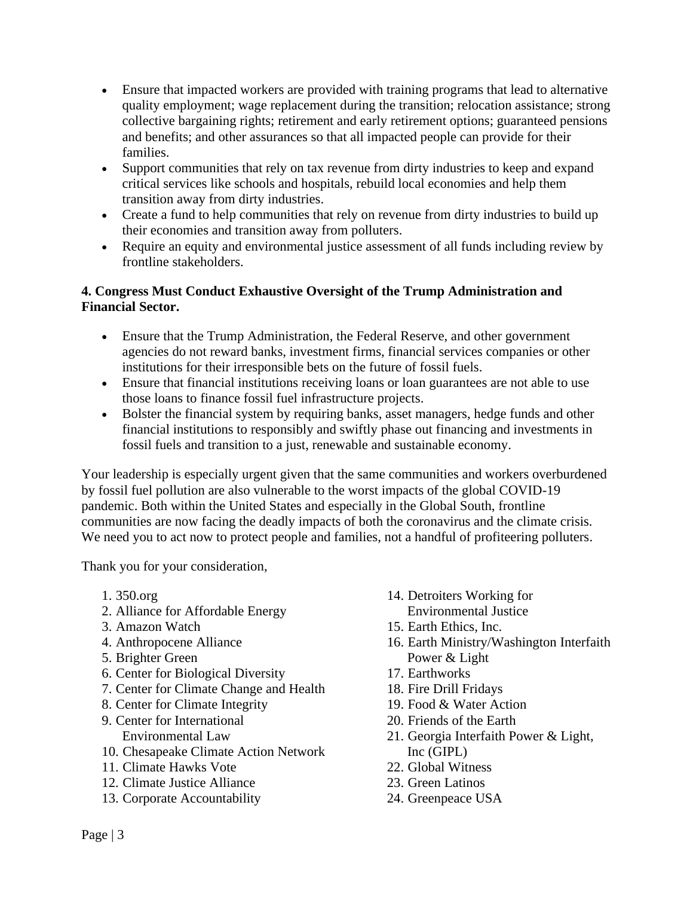- Ensure that impacted workers are provided with training programs that lead to alternative quality employment; wage replacement during the transition; relocation assistance; strong collective bargaining rights; retirement and early retirement options; guaranteed pensions and benefits; and other assurances so that all impacted people can provide for their families.
- Support communities that rely on tax revenue from dirty industries to keep and expand critical services like schools and hospitals, rebuild local economies and help them transition away from dirty industries.
- Create a fund to help communities that rely on revenue from dirty industries to build up their economies and transition away from polluters.
- Require an equity and environmental justice assessment of all funds including review by frontline stakeholders.

**4. Congress Must Conduct Exhaustive Oversight of the Trump Administration and Financial Sector.**

- Ensure that the Trump Administration, the Federal Reserve, and other government agencies do not reward banks, investment firms, financial services companies or other institutions for their irresponsible bets on the future of fossil fuels.
- Ensure that financial institutions receiving loans or loan guarantees are not able to use those loans to finance fossil fuel infrastructure projects.
- Bolster the financial system by requiring banks, asset managers, hedge funds and other financial institutions to responsibly and swiftly phase out financing and investments in fossil fuels and transition to a just, renewable and sustainable economy.

Your leadership is especially urgent given that the same communities and workers overburdened by fossil fuel pollution are also vulnerable to the worst impacts of the global COVID-19 pandemic. Both within the United States and especially in the Global South, frontline communities are now facing the deadly impacts of both the coronavirus and the climate crisis. We need you to act now to protect people and families, not a handful of profiteering polluters.

Thank you for your consideration,

1. 350.org
2. Alliance for Affordable Energy
3. Amazon Watch
4. Anthropocene Alliance
5. Brighter Green
6. Center for Biological Diversity
7. Center for Climate Change and Health
8. Center for Climate Integrity
9. Center for International Environmental Law
10. Chesapeake Climate Action Network
11. Climate Hawks Vote
12. Climate Justice Alliance
13. Corporate Accountability
14. Detroiters Working for Environmental Justice
15. Earth Ethics, Inc.
16. Earth Ministry/Washington Interfaith Power & Light
17. Earthworks
18. Fire Drill Fridays
19. Food & Water Action
20. Friends of the Earth
21. Georgia Interfaith Power & Light, Inc (GIPL)
22. Global Witness
23. Green Latinos
24. Greenpeace USA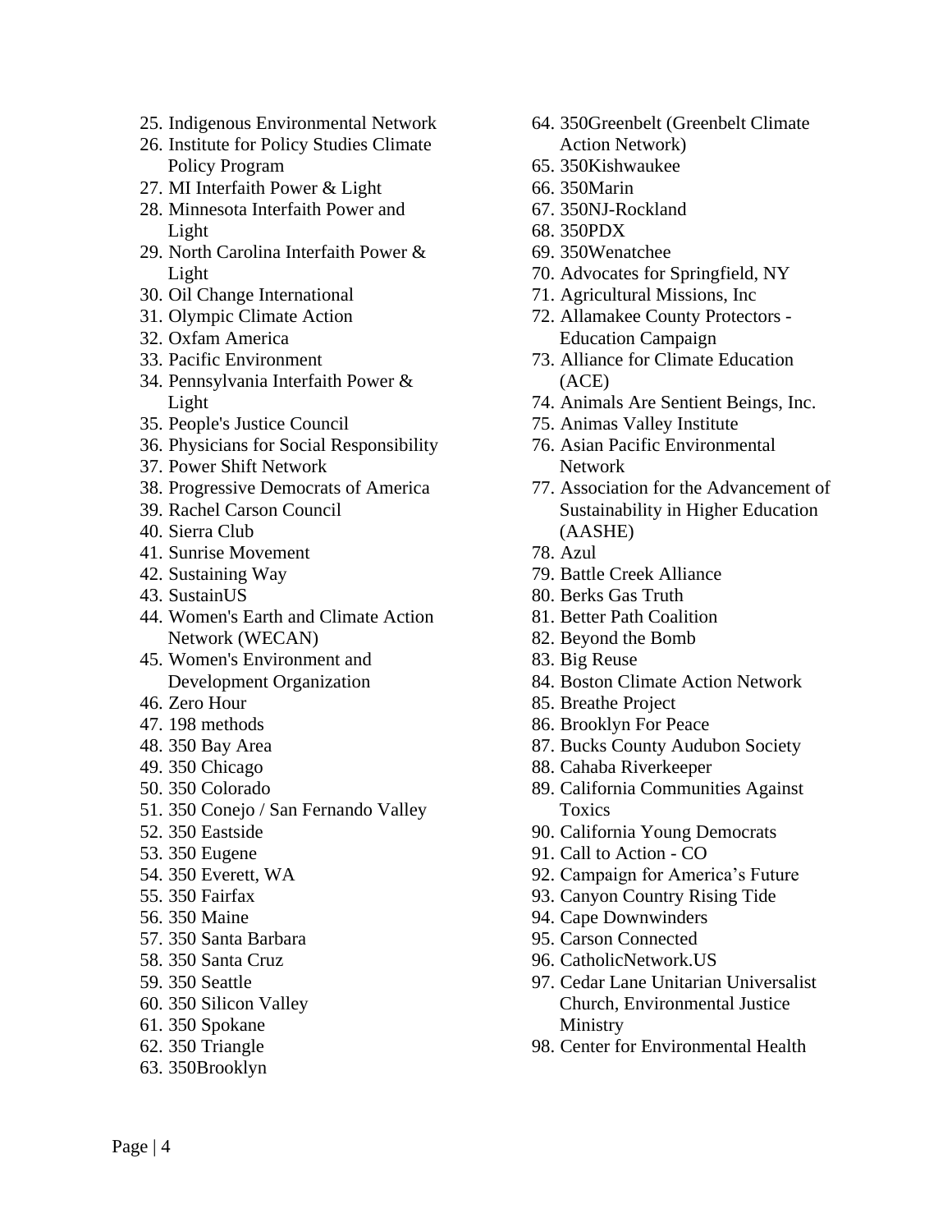25. Indigenous Environmental Network
26. Institute for Policy Studies Climate Policy Program
27. MI Interfaith Power & Light
28. Minnesota Interfaith Power and Light
29. North Carolina Interfaith Power & Light
30. Oil Change International
31. Olympic Climate Action
32. Oxfam America
33. Pacific Environment
34. Pennsylvania Interfaith Power & Light
35. People's Justice Council
36. Physicians for Social Responsibility
37. Power Shift Network
38. Progressive Democrats of America
39. Rachel Carson Council
40. Sierra Club
41. Sunrise Movement
42. Sustaining Way
43. SustainUS
44. Women's Earth and Climate Action Network (WECAN)
45. Women's Environment and Development Organization
46. Zero Hour
47. 198 methods
48. 350 Bay Area
49. 350 Chicago
50. 350 Colorado
51. 350 Conejo / San Fernando Valley
52. 350 Eastside
53. 350 Eugene
54. 350 Everett, WA
55. 350 Fairfax
56. 350 Maine
57. 350 Santa Barbara
58. 350 Santa Cruz
59. 350 Seattle
60. 350 Silicon Valley
61. 350 Spokane
62. 350 Triangle
63. 350Brooklyn
64. 350Greenbelt (Greenbelt Climate Action Network)
65. 350Kishwaukee
66. 350Marin
67. 350NJ-Rockland
68. 350PDX
69. 350Wenatchee
70. Advocates for Springfield, NY
71. Agricultural Missions, Inc
72. Allamakee County Protectors - Education Campaign
73. Alliance for Climate Education (ACE)
74. Animals Are Sentient Beings, Inc.
75. Animas Valley Institute
76. Asian Pacific Environmental Network
77. Association for the Advancement of Sustainability in Higher Education (AASHE)
78. Azul
79. Battle Creek Alliance
80. Berks Gas Truth
81. Better Path Coalition
82. Beyond the Bomb
83. Big Reuse
84. Boston Climate Action Network
85. Breathe Project
86. Brooklyn For Peace
87. Bucks County Audubon Society
88. Cahaba Riverkeeper
89. California Communities Against Toxics
90. California Young Democrats
91. Call to Action - CO
92. Campaign for America's Future
93. Canyon Country Rising Tide
94. Cape Downwinders
95. Carson Connected
96. CatholicNetwork.US
97. Cedar Lane Unitarian Universalist Church, Environmental Justice Ministry
98. Center for Environmental Health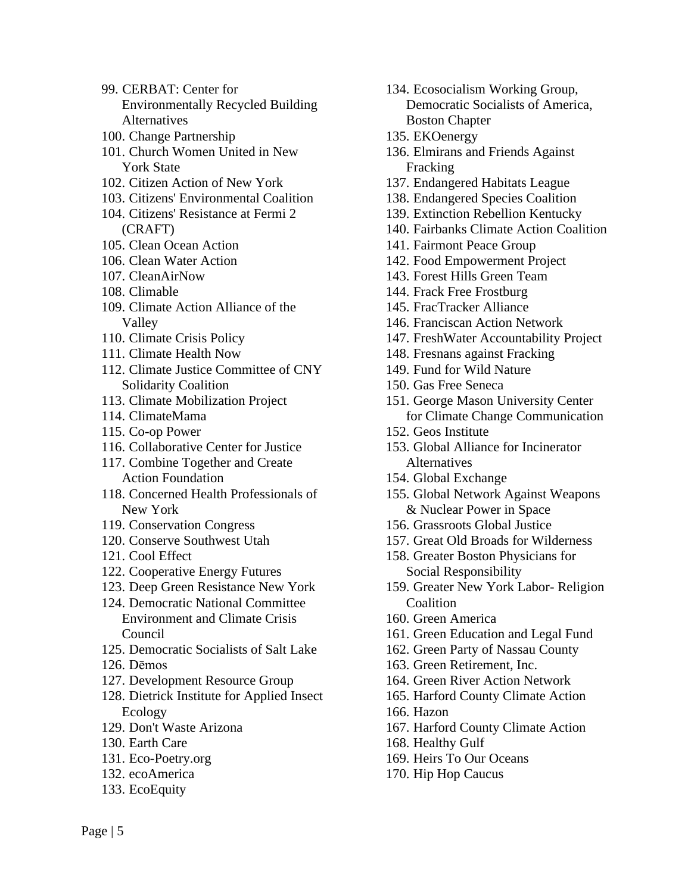99. CERBAT: Center for Environmentally Recycled Building Alternatives
100. Change Partnership
101. Church Women United in New York State
102. Citizen Action of New York
103. Citizens' Environmental Coalition
104. Citizens' Resistance at Fermi 2 (CRAFT)
105. Clean Ocean Action
106. Clean Water Action
107. CleanAirNow
108. Climable
109. Climate Action Alliance of the Valley
110. Climate Crisis Policy
111. Climate Health Now
112. Climate Justice Committee of CNY Solidarity Coalition
113. Climate Mobilization Project
114. ClimateMama
115. Co-op Power
116. Collaborative Center for Justice
117. Combine Together and Create Action Foundation
118. Concerned Health Professionals of New York
119. Conservation Congress
120. Conserve Southwest Utah
121. Cool Effect
122. Cooperative Energy Futures
123. Deep Green Resistance New York
124. Democratic National Committee Environment and Climate Crisis Council
125. Democratic Socialists of Salt Lake
126. Dēmos
127. Development Resource Group
128. Dietrick Institute for Applied Insect Ecology
129. Don't Waste Arizona
130. Earth Care
131. Eco-Poetry.org
132. ecoAmerica
133. EcoEquity
134. Ecosocialism Working Group, Democratic Socialists of America, Boston Chapter
135. EKOenergy
136. Elmirans and Friends Against Fracking
137. Endangered Habitats League
138. Endangered Species Coalition
139. Extinction Rebellion Kentucky
140. Fairbanks Climate Action Coalition
141. Fairmont Peace Group
142. Food Empowerment Project
143. Forest Hills Green Team
144. Frack Free Frostburg
145. FracTracker Alliance
146. Franciscan Action Network
147. FreshWater Accountability Project
148. Fresnans against Fracking
149. Fund for Wild Nature
150. Gas Free Seneca
151. George Mason University Center for Climate Change Communication
152. Geos Institute
153. Global Alliance for Incinerator Alternatives
154. Global Exchange
155. Global Network Against Weapons & Nuclear Power in Space
156. Grassroots Global Justice
157. Great Old Broads for Wilderness
158. Greater Boston Physicians for Social Responsibility
159. Greater New York Labor- Religion Coalition
160. Green America
161. Green Education and Legal Fund
162. Green Party of Nassau County
163. Green Retirement, Inc.
164. Green River Action Network
165. Harford County Climate Action
166. Hazon
167. Harford County Climate Action
168. Healthy Gulf
169. Heirs To Our Oceans
170. Hip Hop Caucus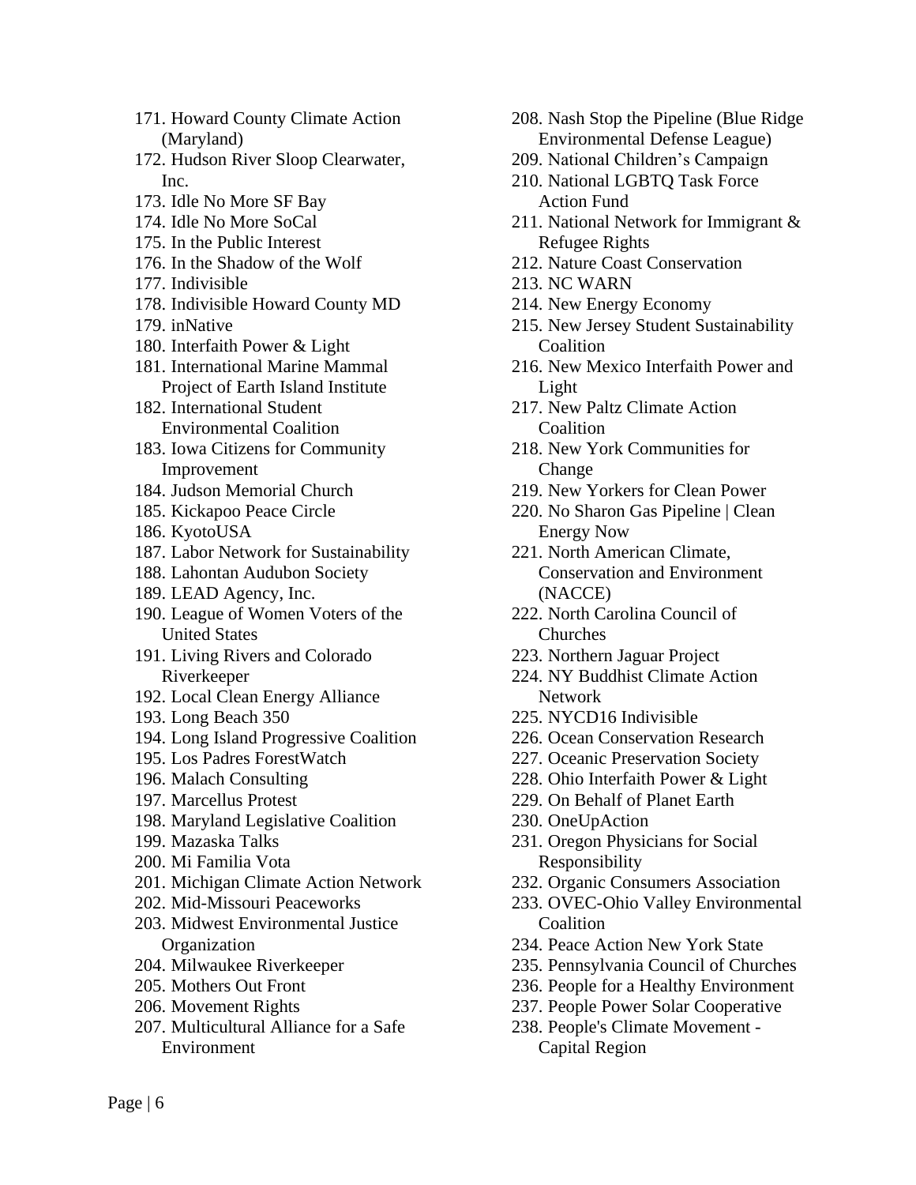171. Howard County Climate Action (Maryland)
172. Hudson River Sloop Clearwater, Inc.
173. Idle No More SF Bay
174. Idle No More SoCal
175. In the Public Interest
176. In the Shadow of the Wolf
177. Indivisible
178. Indivisible Howard County MD
179. inNative
180. Interfaith Power & Light
181. International Marine Mammal Project of Earth Island Institute
182. International Student Environmental Coalition
183. Iowa Citizens for Community Improvement
184. Judson Memorial Church
185. Kickapoo Peace Circle
186. KyotoUSA
187. Labor Network for Sustainability
188. Lahontan Audubon Society
189. LEAD Agency, Inc.
190. League of Women Voters of the United States
191. Living Rivers and Colorado Riverkeeper
192. Local Clean Energy Alliance
193. Long Beach 350
194. Long Island Progressive Coalition
195. Los Padres ForestWatch
196. Malach Consulting
197. Marcellus Protest
198. Maryland Legislative Coalition
199. Mazaska Talks
200. Mi Familia Vota
201. Michigan Climate Action Network
202. Mid-Missouri Peaceworks
203. Midwest Environmental Justice Organization
204. Milwaukee Riverkeeper
205. Mothers Out Front
206. Movement Rights
207. Multicultural Alliance for a Safe Environment
208. Nash Stop the Pipeline (Blue Ridge Environmental Defense League)
209. National Children's Campaign
210. National LGBTQ Task Force Action Fund
211. National Network for Immigrant & Refugee Rights
212. Nature Coast Conservation
213. NC WARN
214. New Energy Economy
215. New Jersey Student Sustainability Coalition
216. New Mexico Interfaith Power and Light
217. New Paltz Climate Action Coalition
218. New York Communities for Change
219. New Yorkers for Clean Power
220. No Sharon Gas Pipeline | Clean Energy Now
221. North American Climate, Conservation and Environment (NACCE)
222. North Carolina Council of Churches
223. Northern Jaguar Project
224. NY Buddhist Climate Action Network
225. NYCD16 Indivisible
226. Ocean Conservation Research
227. Oceanic Preservation Society
228. Ohio Interfaith Power & Light
229. On Behalf of Planet Earth
230. OneUpAction
231. Oregon Physicians for Social Responsibility
232. Organic Consumers Association
233. OVEC-Ohio Valley Environmental Coalition
234. Peace Action New York State
235. Pennsylvania Council of Churches
236. People for a Healthy Environment
237. People Power Solar Cooperative
238. People's Climate Movement - Capital Region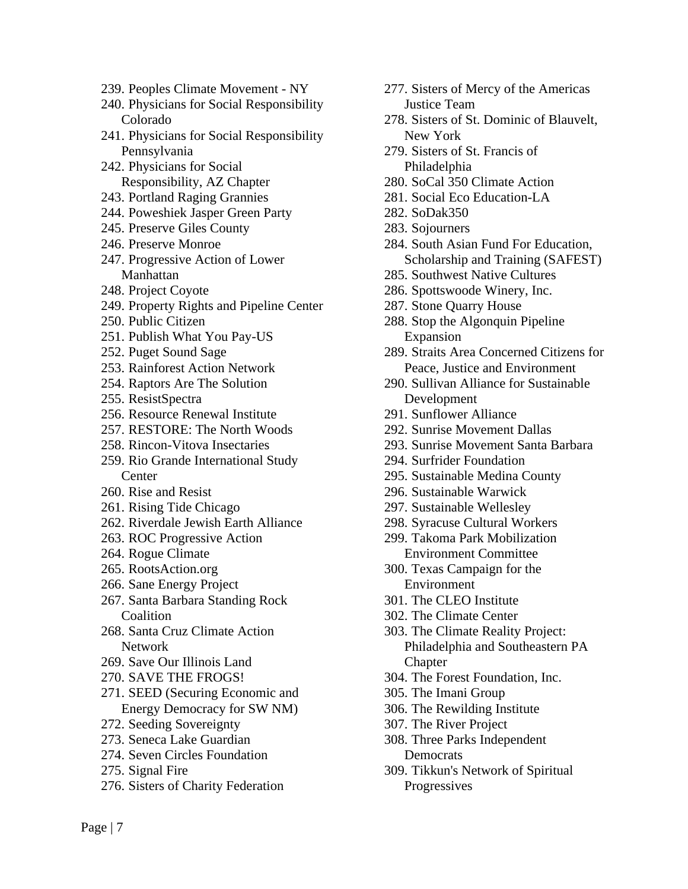239. Peoples Climate Movement - NY
240. Physicians for Social Responsibility Colorado
241. Physicians for Social Responsibility Pennsylvania
242. Physicians for Social Responsibility, AZ Chapter
243. Portland Raging Grannies
244. Poweshiek Jasper Green Party
245. Preserve Giles County
246. Preserve Monroe
247. Progressive Action of Lower Manhattan
248. Project Coyote
249. Property Rights and Pipeline Center
250. Public Citizen
251. Publish What You Pay-US
252. Puget Sound Sage
253. Rainforest Action Network
254. Raptors Are The Solution
255. ResistSpectra
256. Resource Renewal Institute
257. RESTORE: The North Woods
258. Rincon-Vitova Insectaries
259. Rio Grande International Study Center
260. Rise and Resist
261. Rising Tide Chicago
262. Riverdale Jewish Earth Alliance
263. ROC Progressive Action
264. Rogue Climate
265. RootsAction.org
266. Sane Energy Project
267. Santa Barbara Standing Rock Coalition
268. Santa Cruz Climate Action Network
269. Save Our Illinois Land
270. SAVE THE FROGS!
271. SEED (Securing Economic and Energy Democracy for SW NM)
272. Seeding Sovereignty
273. Seneca Lake Guardian
274. Seven Circles Foundation
275. Signal Fire
276. Sisters of Charity Federation
277. Sisters of Mercy of the Americas Justice Team
278. Sisters of St. Dominic of Blauvelt, New York
279. Sisters of St. Francis of Philadelphia
280. SoCal 350 Climate Action
281. Social Eco Education-LA
282. SoDak350
283. Sojourners
284. South Asian Fund For Education, Scholarship and Training (SAFEST)
285. Southwest Native Cultures
286. Spottswoode Winery, Inc.
287. Stone Quarry House
288. Stop the Algonquin Pipeline Expansion
289. Straits Area Concerned Citizens for Peace, Justice and Environment
290. Sullivan Alliance for Sustainable Development
291. Sunflower Alliance
292. Sunrise Movement Dallas
293. Sunrise Movement Santa Barbara
294. Surfrider Foundation
295. Sustainable Medina County
296. Sustainable Warwick
297. Sustainable Wellesley
298. Syracuse Cultural Workers
299. Takoma Park Mobilization Environment Committee
300. Texas Campaign for the Environment
301. The CLEO Institute
302. The Climate Center
303. The Climate Reality Project: Philadelphia and Southeastern PA Chapter
304. The Forest Foundation, Inc.
305. The Imani Group
306. The Rewilding Institute
307. The River Project
308. Three Parks Independent Democrats
309. Tikkun's Network of Spiritual Progressives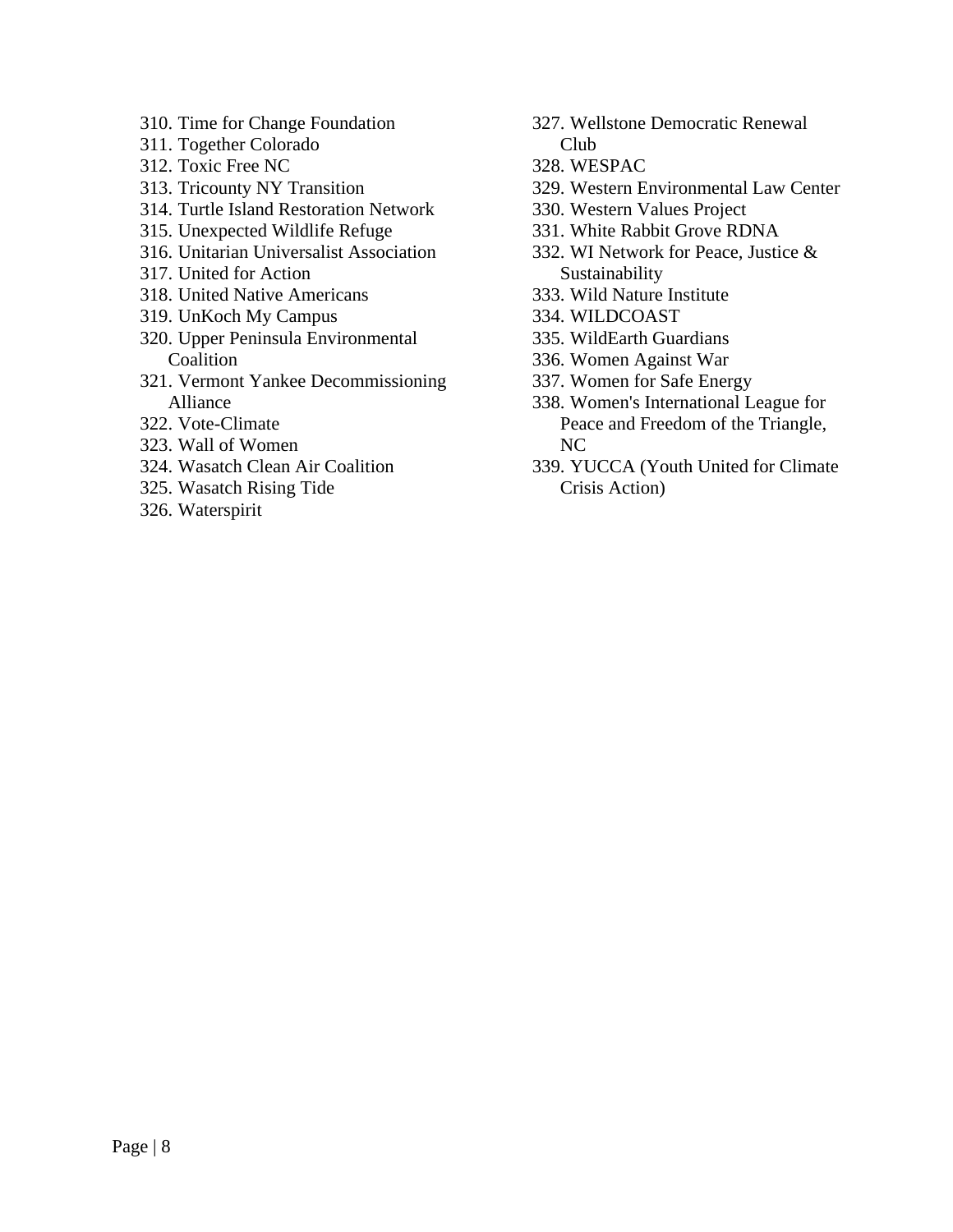310. Time for Change Foundation
311. Together Colorado
312. Toxic Free NC
313. Tricounty NY Transition
314. Turtle Island Restoration Network
315. Unexpected Wildlife Refuge
316. Unitarian Universalist Association
317. United for Action
318. United Native Americans
319. UnKoch My Campus
320. Upper Peninsula Environmental Coalition
321. Vermont Yankee Decommissioning Alliance
322. Vote-Climate
323. Wall of Women
324. Wasatch Clean Air Coalition
325. Wasatch Rising Tide
326. Waterspirit
327. Wellstone Democratic Renewal Club
328. WESPAC
329. Western Environmental Law Center
330. Western Values Project
331. White Rabbit Grove RDNA
332. WI Network for Peace, Justice & Sustainability
333. Wild Nature Institute
334. WILDCOAST
335. WildEarth Guardians
336. Women Against War
337. Women for Safe Energy
338. Women's International League for Peace and Freedom of the Triangle, NC
339. YUCCA (Youth United for Climate Crisis Action)